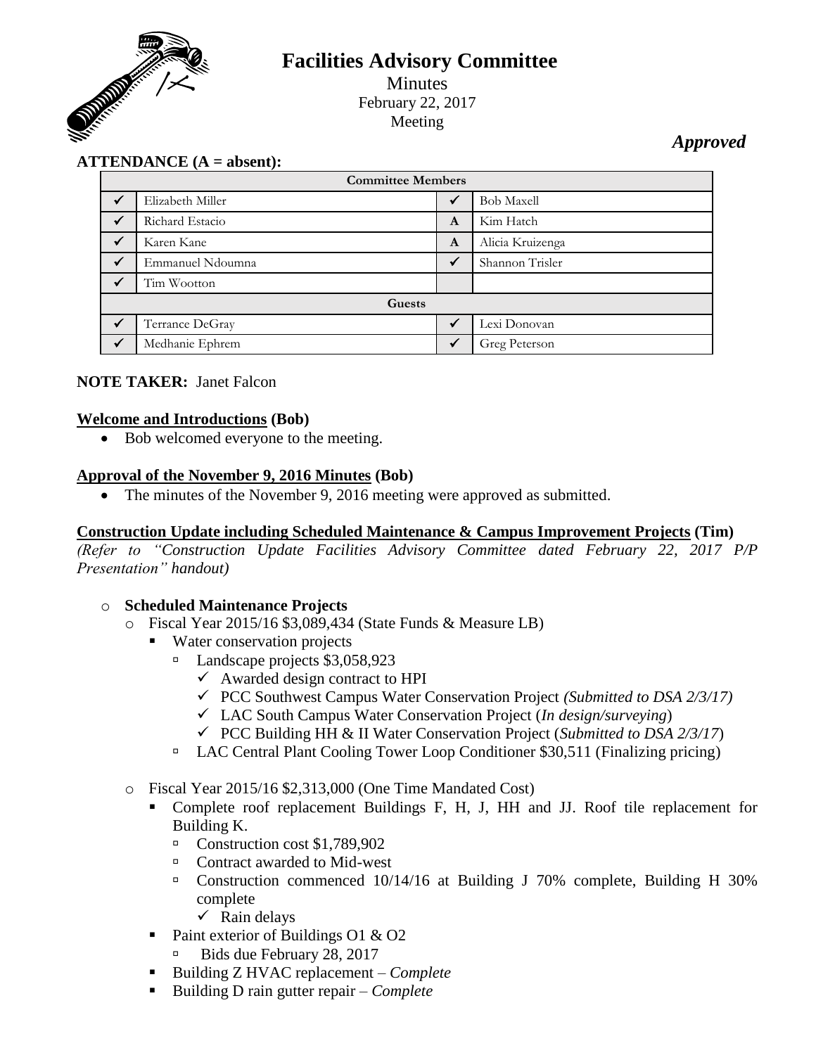# Facilities Advisory Committee

Minutes
February 22, 2017
Meeting

*Approved*

**ATTENDANCE (A = absent):**

| Committee Members | | | |
|---|---|---|---|
| ✓ | Elizabeth Miller | ✓ | Bob Maxell |
| ✓ | Richard Estacio | A | Kim Hatch |
| ✓ | Karen Kane | A | Alicia Kruizenga |
| ✓ | Emmanuel Ndoumna | ✓ | Shannon Trisler |
| ✓ | Tim Wootton | | |
| **Guests** | | | |
| ✓ | Terrance DeGray | ✓ | Lexi Donovan |
| ✓ | Medhanie Ephrem | ✓ | Greg Peterson |

**NOTE TAKER:** Janet Falcon

**Welcome and Introductions (Bob)**

- Bob welcomed everyone to the meeting.

**Approval of the November 9, 2016 Minutes (Bob)**

- The minutes of the November 9, 2016 meeting were approved as submitted.

**Construction Update including Scheduled Maintenance & Campus Improvement Projects (Tim)**

*(Refer to "Construction Update Facilities Advisory Committee dated February 22, 2017 P/P Presentation" handout)*

- **Scheduled Maintenance Projects**
  - Fiscal Year 2015/16 $3,089,434 (State Funds & Measure LB)
    - Water conservation projects
      - Landscape projects $3,058,923
        - ✓ Awarded design contract to HPI
        - ✓ PCC Southwest Campus Water Conservation Project *(Submitted to DSA 2/3/17)*
        - ✓ LAC South Campus Water Conservation Project (*In design/surveying*)
        - ✓ PCC Building HH & II Water Conservation Project (*Submitted to DSA 2/3/17*)
      - LAC Central Plant Cooling Tower Loop Conditioner $30,511 (Finalizing pricing)
  - Fiscal Year 2015/16 $2,313,000 (One Time Mandated Cost)
    - Complete roof replacement Buildings F, H, J, HH and JJ. Roof tile replacement for Building K.
      - Construction cost $1,789,902
      - Contract awarded to Mid-west
      - Construction commenced 10/14/16 at Building J 70% complete, Building H 30% complete
        - ✓ Rain delays
    - Paint exterior of Buildings O1 & O2
      - Bids due February 28, 2017
    - Building Z HVAC replacement – *Complete*
    - Building D rain gutter repair – *Complete*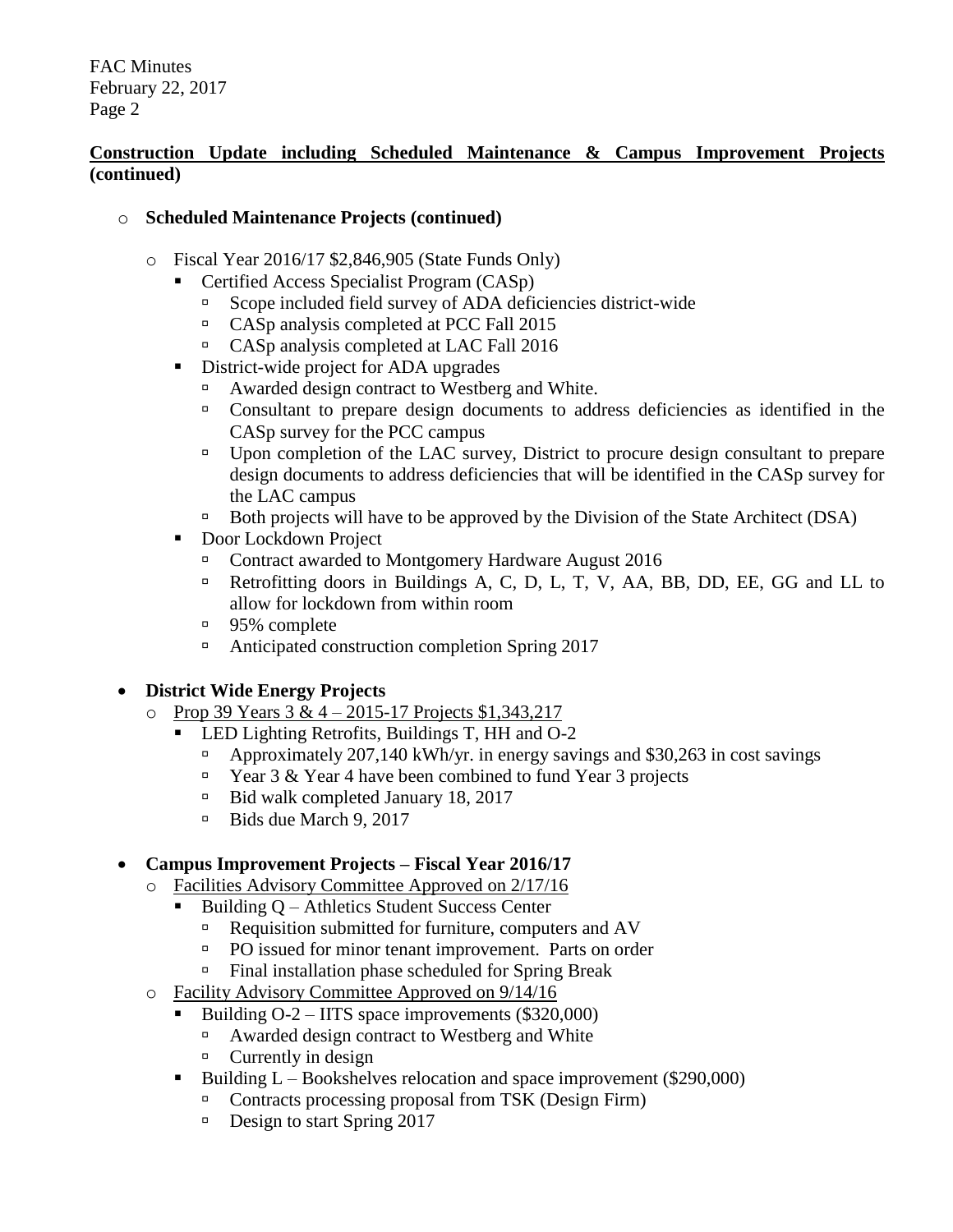**<u>Construction Update including Scheduled Maintenance & Campus Improvement Projects</u> (continued)**

- **Scheduled Maintenance Projects (continued)**
  - Fiscal Year 2016/17 $2,846,905 (State Funds Only)
    - Certified Access Specialist Program (CASp)
      - Scope included field survey of ADA deficiencies district-wide
      - CASp analysis completed at PCC Fall 2015
      - CASp analysis completed at LAC Fall 2016
    - District-wide project for ADA upgrades
      - Awarded design contract to Westberg and White.
      - Consultant to prepare design documents to address deficiencies as identified in the CASp survey for the PCC campus
      - Upon completion of the LAC survey, District to procure design consultant to prepare design documents to address deficiencies that will be identified in the CASp survey for the LAC campus
      - Both projects will have to be approved by the Division of the State Architect (DSA)
    - Door Lockdown Project
      - Contract awarded to Montgomery Hardware August 2016
      - Retrofitting doors in Buildings A, C, D, L, T, V, AA, BB, DD, EE, GG and LL to allow for lockdown from within room
      - 95% complete
      - Anticipated construction completion Spring 2017

- **District Wide Energy Projects**
  - <u>Prop 39 Years 3 & 4 – 2015-17 Projects $1,343,217</u>
    - LED Lighting Retrofits, Buildings T, HH and O-2
      - Approximately 207,140 kWh/yr. in energy savings and $30,263 in cost savings
      - Year 3 & Year 4 have been combined to fund Year 3 projects
      - Bid walk completed January 18, 2017
      - Bids due March 9, 2017

- **Campus Improvement Projects – Fiscal Year 2016/17**
  - <u>Facilities Advisory Committee Approved on 2/17/16</u>
    - Building Q – Athletics Student Success Center
      - Requisition submitted for furniture, computers and AV
      - PO issued for minor tenant improvement. Parts on order
      - Final installation phase scheduled for Spring Break
  - <u>Facility Advisory Committee Approved on 9/14/16</u>
    - Building O-2 – IITS space improvements ($320,000)
      - Awarded design contract to Westberg and White
      - Currently in design
    - Building L – Bookshelves relocation and space improvement ($290,000)
      - Contracts processing proposal from TSK (Design Firm)
      - Design to start Spring 2017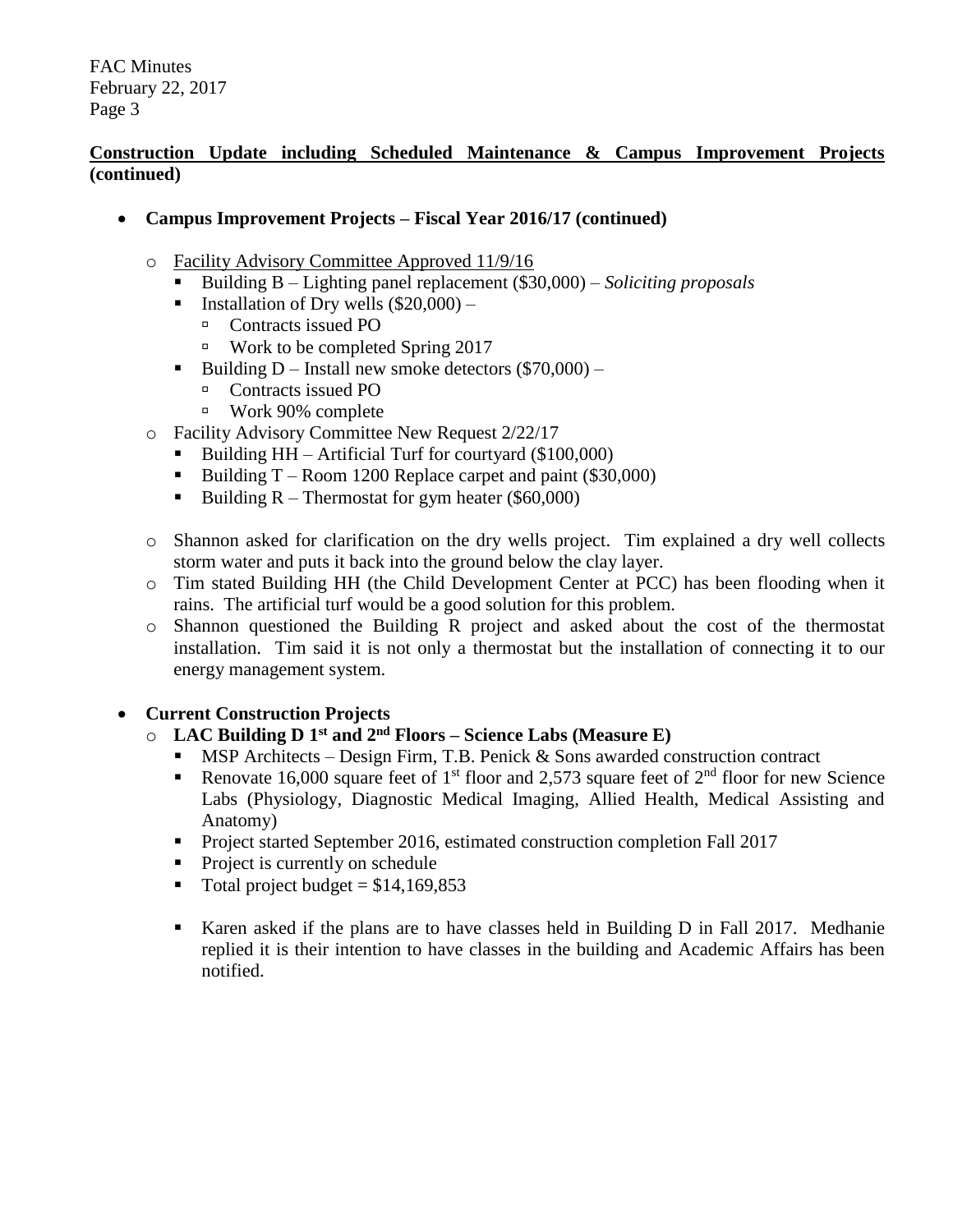**Construction Update including Scheduled Maintenance & Campus Improvement Projects (continued)**

- **Campus Improvement Projects – Fiscal Year 2016/17 (continued)**
  - Facility Advisory Committee Approved 11/9/16
    - Building B – Lighting panel replacement ($30,000) – *Soliciting proposals*
    - Installation of Dry wells ($20,000) –
      - Contracts issued PO
      - Work to be completed Spring 2017
    - Building D – Install new smoke detectors ($70,000) –
      - Contracts issued PO
      - Work 90% complete
  - Facility Advisory Committee New Request 2/22/17
    - Building HH – Artificial Turf for courtyard ($100,000)
    - Building T – Room 1200 Replace carpet and paint ($30,000)
    - Building R – Thermostat for gym heater ($60,000)
  - Shannon asked for clarification on the dry wells project. Tim explained a dry well collects storm water and puts it back into the ground below the clay layer.
  - Tim stated Building HH (the Child Development Center at PCC) has been flooding when it rains. The artificial turf would be a good solution for this problem.
  - Shannon questioned the Building R project and asked about the cost of the thermostat installation. Tim said it is not only a thermostat but the installation of connecting it to our energy management system.

- **Current Construction Projects**
  - **LAC Building D 1st and 2nd Floors – Science Labs (Measure E)**
    - MSP Architects – Design Firm, T.B. Penick & Sons awarded construction contract
    - Renovate 16,000 square feet of 1st floor and 2,573 square feet of 2nd floor for new Science Labs (Physiology, Diagnostic Medical Imaging, Allied Health, Medical Assisting and Anatomy)
    - Project started September 2016, estimated construction completion Fall 2017
    - Project is currently on schedule
    - Total project budget = $14,169,853
    - Karen asked if the plans are to have classes held in Building D in Fall 2017. Medhanie replied it is their intention to have classes in the building and Academic Affairs has been notified.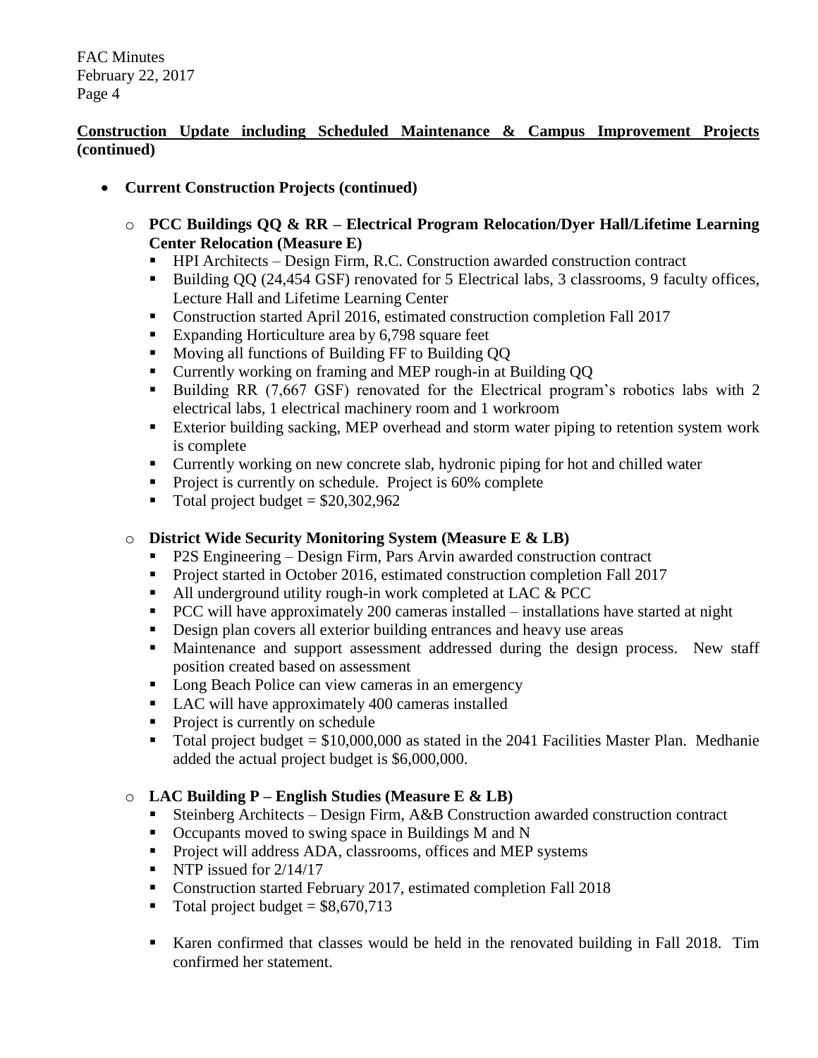**Construction Update including Scheduled Maintenance & Campus Improvement Projects (continued)**

- **Current Construction Projects (continued)**
  - **PCC Buildings QQ & RR – Electrical Program Relocation/Dyer Hall/Lifetime Learning Center Relocation (Measure E)**
    - HPI Architects – Design Firm, R.C. Construction awarded construction contract
    - Building QQ (24,454 GSF) renovated for 5 Electrical labs, 3 classrooms, 9 faculty offices, Lecture Hall and Lifetime Learning Center
    - Construction started April 2016, estimated construction completion Fall 2017
    - Expanding Horticulture area by 6,798 square feet
    - Moving all functions of Building FF to Building QQ
    - Currently working on framing and MEP rough-in at Building QQ
    - Building RR (7,667 GSF) renovated for the Electrical program's robotics labs with 2 electrical labs, 1 electrical machinery room and 1 workroom
    - Exterior building sacking, MEP overhead and storm water piping to retention system work is complete
    - Currently working on new concrete slab, hydronic piping for hot and chilled water
    - Project is currently on schedule. Project is 60% complete
    - Total project budget = $20,302,962
  - **District Wide Security Monitoring System (Measure E & LB)**
    - P2S Engineering – Design Firm, Pars Arvin awarded construction contract
    - Project started in October 2016, estimated construction completion Fall 2017
    - All underground utility rough-in work completed at LAC & PCC
    - PCC will have approximately 200 cameras installed – installations have started at night
    - Design plan covers all exterior building entrances and heavy use areas
    - Maintenance and support assessment addressed during the design process. New staff position created based on assessment
    - Long Beach Police can view cameras in an emergency
    - LAC will have approximately 400 cameras installed
    - Project is currently on schedule
    - Total project budget = $10,000,000 as stated in the 2041 Facilities Master Plan. Medhanie added the actual project budget is $6,000,000.
  - **LAC Building P – English Studies (Measure E & LB)**
    - Steinberg Architects – Design Firm, A&B Construction awarded construction contract
    - Occupants moved to swing space in Buildings M and N
    - Project will address ADA, classrooms, offices and MEP systems
    - NTP issued for 2/14/17
    - Construction started February 2017, estimated completion Fall 2018
    - Total project budget = $8,670,713

    - Karen confirmed that classes would be held in the renovated building in Fall 2018. Tim confirmed her statement.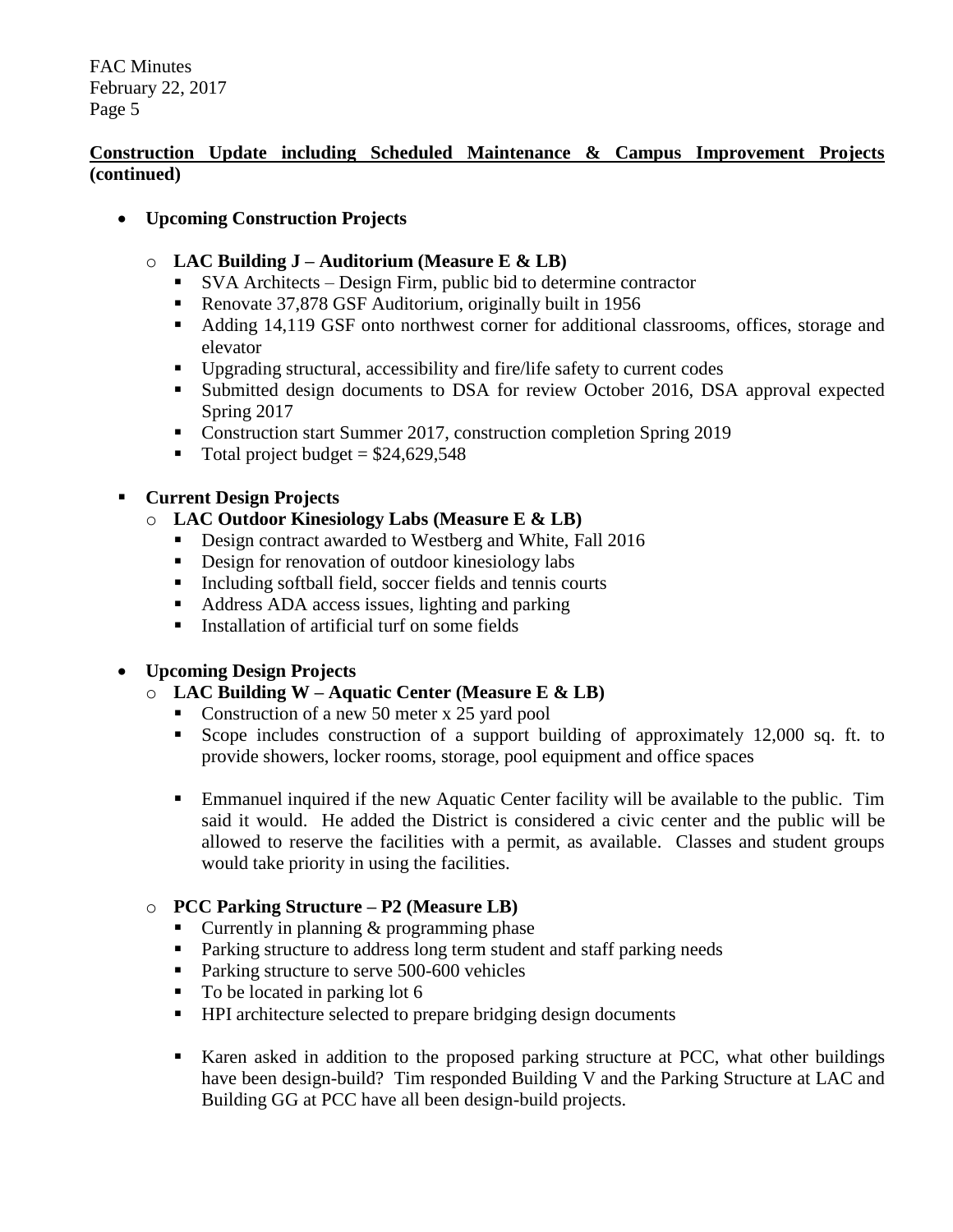**Construction Update including Scheduled Maintenance & Campus Improvement Projects (continued)**

- **Upcoming Construction Projects**

  - **LAC Building J – Auditorium (Measure E & LB)**
    - SVA Architects – Design Firm, public bid to determine contractor
    - Renovate 37,878 GSF Auditorium, originally built in 1956
    - Adding 14,119 GSF onto northwest corner for additional classrooms, offices, storage and elevator
    - Upgrading structural, accessibility and fire/life safety to current codes
    - Submitted design documents to DSA for review October 2016, DSA approval expected Spring 2017
    - Construction start Summer 2017, construction completion Spring 2019
    - Total project budget = $24,629,548

- **Current Design Projects**
  - **LAC Outdoor Kinesiology Labs (Measure E & LB)**
    - Design contract awarded to Westberg and White, Fall 2016
    - Design for renovation of outdoor kinesiology labs
    - Including softball field, soccer fields and tennis courts
    - Address ADA access issues, lighting and parking
    - Installation of artificial turf on some fields

- **Upcoming Design Projects**
  - **LAC Building W – Aquatic Center (Measure E & LB)**
    - Construction of a new 50 meter x 25 yard pool
    - Scope includes construction of a support building of approximately 12,000 sq. ft. to provide showers, locker rooms, storage, pool equipment and office spaces

    - Emmanuel inquired if the new Aquatic Center facility will be available to the public. Tim said it would. He added the District is considered a civic center and the public will be allowed to reserve the facilities with a permit, as available. Classes and student groups would take priority in using the facilities.

  - **PCC Parking Structure – P2 (Measure LB)**
    - Currently in planning & programming phase
    - Parking structure to address long term student and staff parking needs
    - Parking structure to serve 500-600 vehicles
    - To be located in parking lot 6
    - HPI architecture selected to prepare bridging design documents

    - Karen asked in addition to the proposed parking structure at PCC, what other buildings have been design-build? Tim responded Building V and the Parking Structure at LAC and Building GG at PCC have all been design-build projects.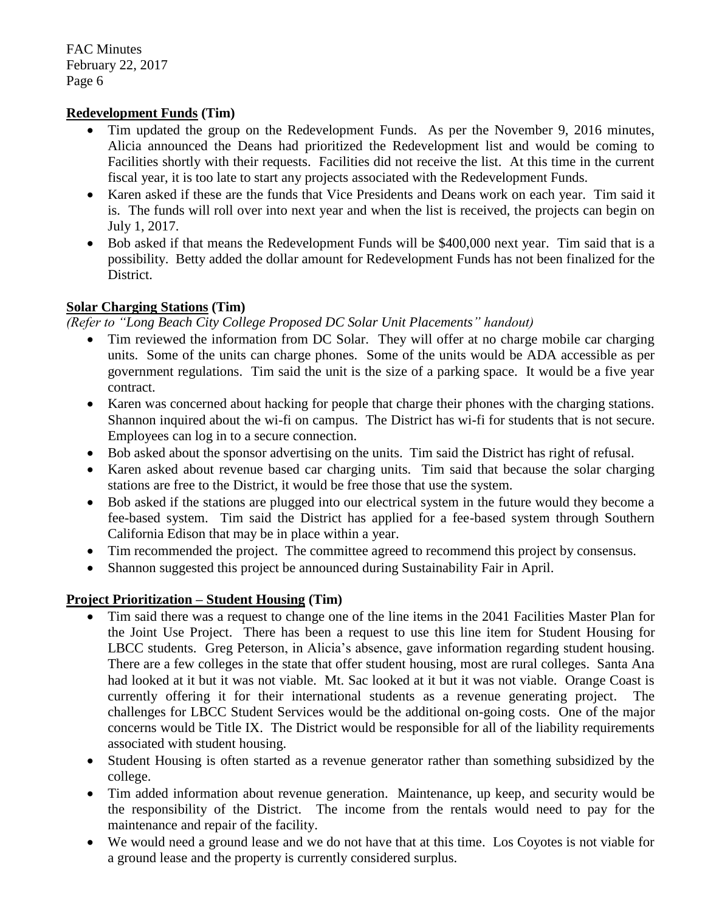**Redevelopment Funds (Tim)**

- Tim updated the group on the Redevelopment Funds. As per the November 9, 2016 minutes, Alicia announced the Deans had prioritized the Redevelopment list and would be coming to Facilities shortly with their requests. Facilities did not receive the list. At this time in the current fiscal year, it is too late to start any projects associated with the Redevelopment Funds.
- Karen asked if these are the funds that Vice Presidents and Deans work on each year. Tim said it is. The funds will roll over into next year and when the list is received, the projects can begin on July 1, 2017.
- Bob asked if that means the Redevelopment Funds will be $400,000 next year. Tim said that is a possibility. Betty added the dollar amount for Redevelopment Funds has not been finalized for the District.

**Solar Charging Stations (Tim)**

*(Refer to "Long Beach City College Proposed DC Solar Unit Placements" handout)*

- Tim reviewed the information from DC Solar. They will offer at no charge mobile car charging units. Some of the units can charge phones. Some of the units would be ADA accessible as per government regulations. Tim said the unit is the size of a parking space. It would be a five year contract.
- Karen was concerned about hacking for people that charge their phones with the charging stations. Shannon inquired about the wi-fi on campus. The District has wi-fi for students that is not secure. Employees can log in to a secure connection.
- Bob asked about the sponsor advertising on the units. Tim said the District has right of refusal.
- Karen asked about revenue based car charging units. Tim said that because the solar charging stations are free to the District, it would be free those that use the system.
- Bob asked if the stations are plugged into our electrical system in the future would they become a fee-based system. Tim said the District has applied for a fee-based system through Southern California Edison that may be in place within a year.
- Tim recommended the project. The committee agreed to recommend this project by consensus.
- Shannon suggested this project be announced during Sustainability Fair in April.

**Project Prioritization – Student Housing (Tim)**

- Tim said there was a request to change one of the line items in the 2041 Facilities Master Plan for the Joint Use Project. There has been a request to use this line item for Student Housing for LBCC students. Greg Peterson, in Alicia's absence, gave information regarding student housing. There are a few colleges in the state that offer student housing, most are rural colleges. Santa Ana had looked at it but it was not viable. Mt. Sac looked at it but it was not viable. Orange Coast is currently offering it for their international students as a revenue generating project. The challenges for LBCC Student Services would be the additional on-going costs. One of the major concerns would be Title IX. The District would be responsible for all of the liability requirements associated with student housing.
- Student Housing is often started as a revenue generator rather than something subsidized by the college.
- Tim added information about revenue generation. Maintenance, up keep, and security would be the responsibility of the District. The income from the rentals would need to pay for the maintenance and repair of the facility.
- We would need a ground lease and we do not have that at this time. Los Coyotes is not viable for a ground lease and the property is currently considered surplus.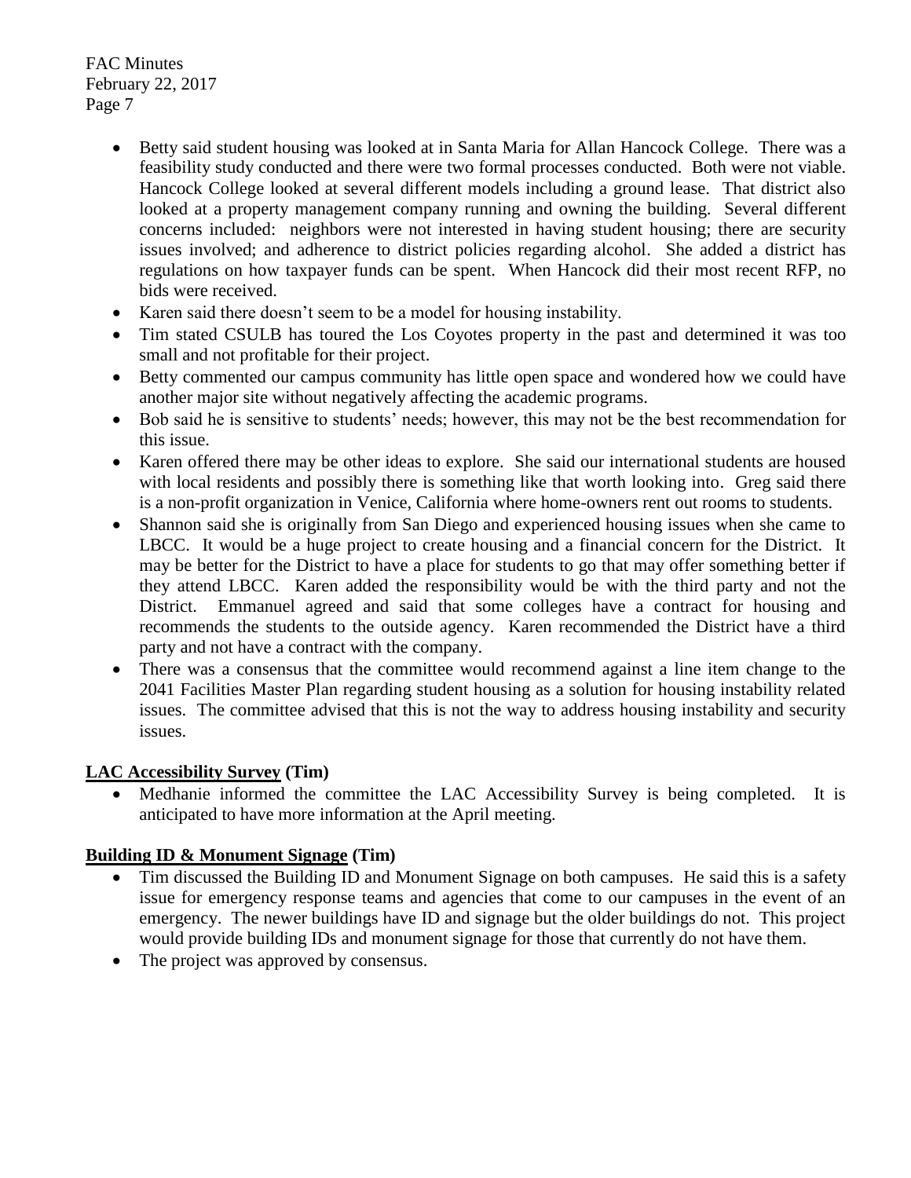- Betty said student housing was looked at in Santa Maria for Allan Hancock College. There was a feasibility study conducted and there were two formal processes conducted. Both were not viable. Hancock College looked at several different models including a ground lease. That district also looked at a property management company running and owning the building. Several different concerns included: neighbors were not interested in having student housing; there are security issues involved; and adherence to district policies regarding alcohol. She added a district has regulations on how taxpayer funds can be spent. When Hancock did their most recent RFP, no bids were received.
- Karen said there doesn't seem to be a model for housing instability.
- Tim stated CSULB has toured the Los Coyotes property in the past and determined it was too small and not profitable for their project.
- Betty commented our campus community has little open space and wondered how we could have another major site without negatively affecting the academic programs.
- Bob said he is sensitive to students' needs; however, this may not be the best recommendation for this issue.
- Karen offered there may be other ideas to explore. She said our international students are housed with local residents and possibly there is something like that worth looking into. Greg said there is a non-profit organization in Venice, California where home-owners rent out rooms to students.
- Shannon said she is originally from San Diego and experienced housing issues when she came to LBCC. It would be a huge project to create housing and a financial concern for the District. It may be better for the District to have a place for students to go that may offer something better if they attend LBCC. Karen added the responsibility would be with the third party and not the District. Emmanuel agreed and said that some colleges have a contract for housing and recommends the students to the outside agency. Karen recommended the District have a third party and not have a contract with the company.
- There was a consensus that the committee would recommend against a line item change to the 2041 Facilities Master Plan regarding student housing as a solution for housing instability related issues. The committee advised that this is not the way to address housing instability and security issues.

**LAC Accessibility Survey (Tim)**

- Medhanie informed the committee the LAC Accessibility Survey is being completed. It is anticipated to have more information at the April meeting.

**Building ID & Monument Signage (Tim)**

- Tim discussed the Building ID and Monument Signage on both campuses. He said this is a safety issue for emergency response teams and agencies that come to our campuses in the event of an emergency. The newer buildings have ID and signage but the older buildings do not. This project would provide building IDs and monument signage for those that currently do not have them.
- The project was approved by consensus.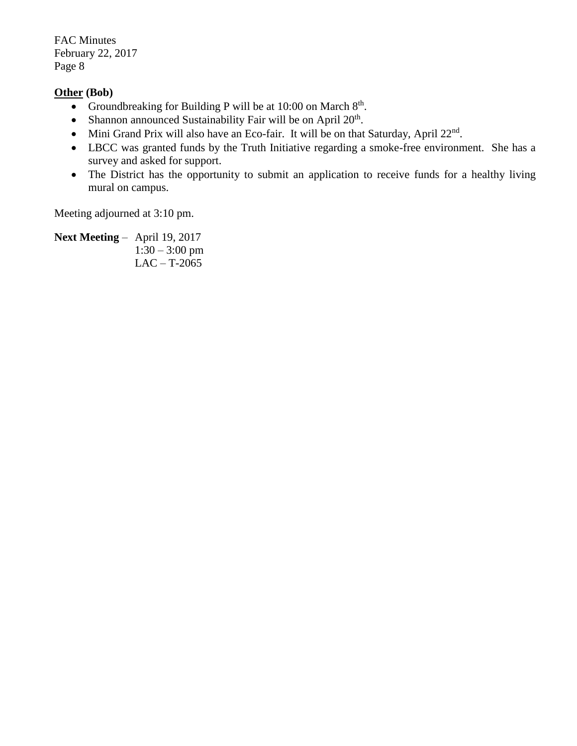**Other (Bob)**

- Groundbreaking for Building P will be at 10:00 on March 8th.
- Shannon announced Sustainability Fair will be on April 20th.
- Mini Grand Prix will also have an Eco-fair. It will be on that Saturday, April 22nd.
- LBCC was granted funds by the Truth Initiative regarding a smoke-free environment. She has a survey and asked for support.
- The District has the opportunity to submit an application to receive funds for a healthy living mural on campus.

Meeting adjourned at 3:10 pm.

**Next Meeting** – April 19, 2017
1:30 – 3:00 pm
LAC – T-2065